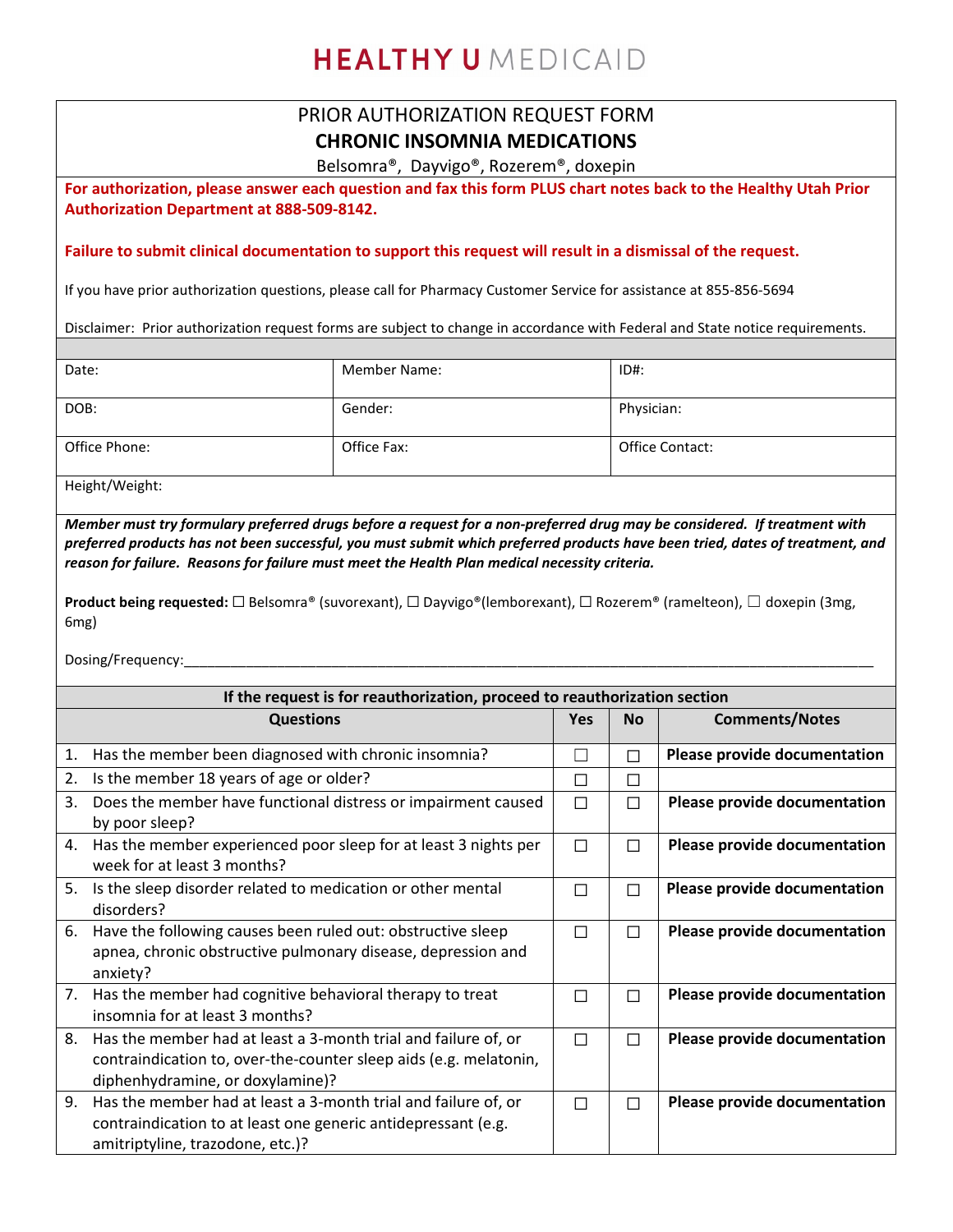# HEALTHY U MEDICAID

## PRIOR AUTHORIZATION REQUEST FORM

## CHRONIC INSOMNIA MEDICATIONS

Belsomra®, Dayvigo®, Rozerem®, doxepin

**For authorization, please answer each question and fax this form PLUS chart notes back to the Healthy Utah Prior Authorization Department at 888-509-8142.**

**Failure to submit clinical documentation to support this request will result in a dismissal of the request.**

If you have prior authorization questions, please call for Pharmacy Customer Service for assistance at 855-856-5694

Disclaimer: Prior authorization request forms are subject to change in accordance with Federal and State notice requirements.

| Date: | Member Name: | ID#: |
|---|---|---|
| DOB: | Gender: | Physician: |
| Office Phone: | Office Fax: | Office Contact: |
| Height/Weight: | | |

***Member must try formulary preferred drugs before a request for a non-preferred drug may be considered. If treatment with preferred products has not been successful, you must submit which preferred products have been tried, dates of treatment, and reason for failure. Reasons for failure must meet the Health Plan medical necessity criteria.***

**Product being requested:** ☐ Belsomra® (suvorexant), ☐ Dayvigo®(lemborexant), ☐ Rozerem® (ramelteon), ☐ doxepin (3mg, 6mg)

Dosing/Frequency:_______________________________________________________________________________

**If the request is for reauthorization, proceed to reauthorization section**

| Questions | Yes | No | Comments/Notes |
|---|---|---|---|
| 1. Has the member been diagnosed with chronic insomnia? | ☐ | ☐ | **Please provide documentation** |
| 2. Is the member 18 years of age or older? | ☐ | ☐ | |
| 3. Does the member have functional distress or impairment caused by poor sleep? | ☐ | ☐ | **Please provide documentation** |
| 4. Has the member experienced poor sleep for at least 3 nights per week for at least 3 months? | ☐ | ☐ | **Please provide documentation** |
| 5. Is the sleep disorder related to medication or other mental disorders? | ☐ | ☐ | **Please provide documentation** |
| 6. Have the following causes been ruled out: obstructive sleep apnea, chronic obstructive pulmonary disease, depression and anxiety? | ☐ | ☐ | **Please provide documentation** |
| 7. Has the member had cognitive behavioral therapy to treat insomnia for at least 3 months? | ☐ | ☐ | **Please provide documentation** |
| 8. Has the member had at least a 3-month trial and failure of, or contraindication to, over-the-counter sleep aids (e.g. melatonin, diphenhydramine, or doxylamine)? | ☐ | ☐ | **Please provide documentation** |
| 9. Has the member had at least a 3-month trial and failure of, or contraindication to at least one generic antidepressant (e.g. amitriptyline, trazodone, etc.)? | ☐ | ☐ | **Please provide documentation** |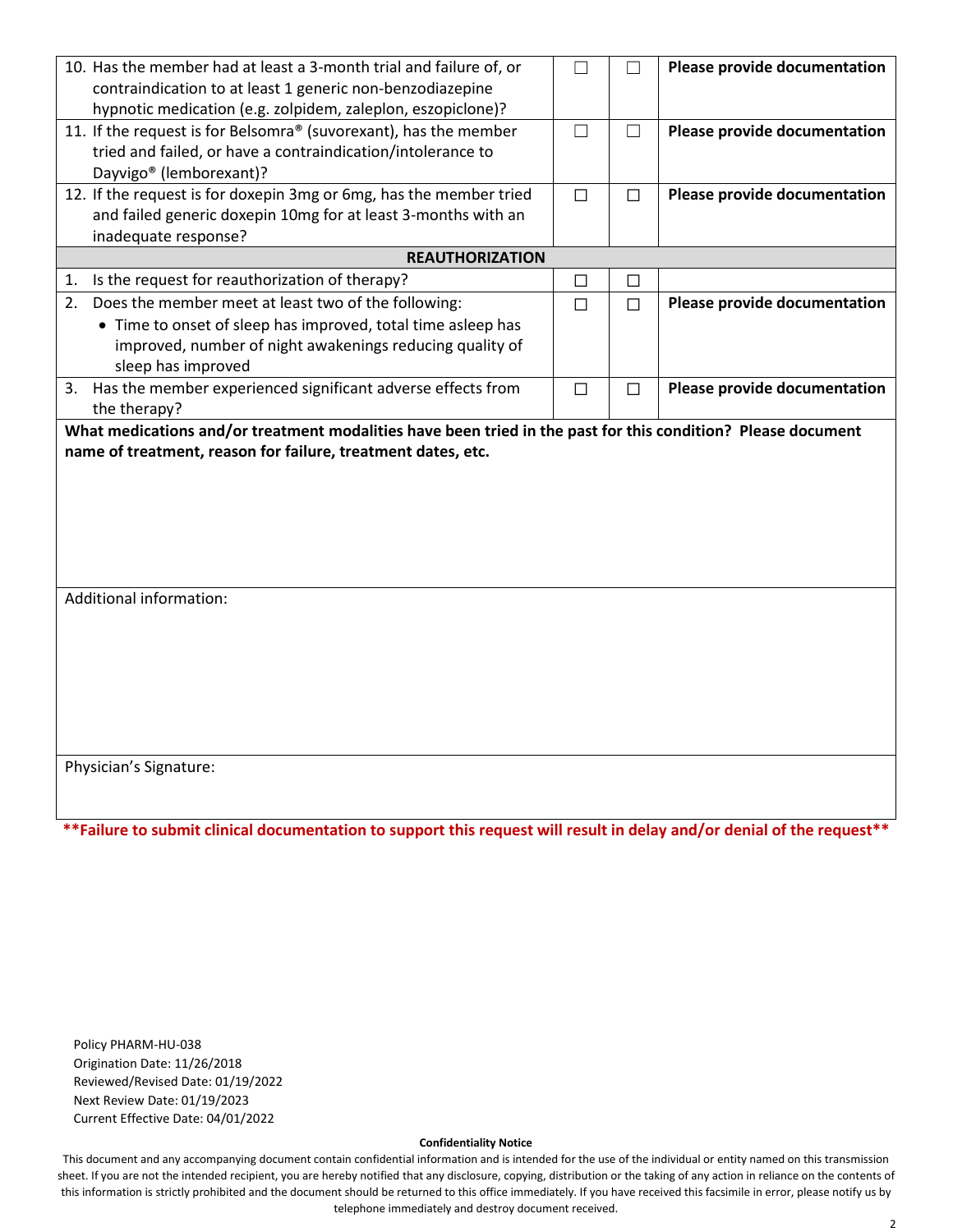| | | | |
|---|---|---|---|
| 10. Has the member had at least a 3-month trial and failure of, or contraindication to at least 1 generic non-benzodiazepine hypnotic medication (e.g. zolpidem, zaleplon, eszopiclone)? | ☐ | ☐ | **Please provide documentation** |
| 11. If the request is for Belsomra® (suvorexant), has the member tried and failed, or have a contraindication/intolerance to Dayvigo® (lemborexant)? | ☐ | ☐ | **Please provide documentation** |
| 12. If the request is for doxepin 3mg or 6mg, has the member tried and failed generic doxepin 10mg for at least 3-months with an inadequate response? | ☐ | ☐ | **Please provide documentation** |
| **REAUTHORIZATION** | | | |
| 1. Is the request for reauthorization of therapy? | ☐ | ☐ | |
| 2. Does the member meet at least two of the following:<br>• Time to onset of sleep has improved, total time asleep has improved, number of night awakenings reducing quality of sleep has improved | ☐ | ☐ | **Please provide documentation** |
| 3. Has the member experienced significant adverse effects from the therapy? | ☐ | ☐ | **Please provide documentation** |

**What medications and/or treatment modalities have been tried in the past for this condition? Please document name of treatment, reason for failure, treatment dates, etc.**

Additional information:

Physician's Signature:

****Failure to submit clinical documentation to support this request will result in delay and/or denial of the request****

Policy PHARM-HU-038
Origination Date: 11/26/2018
Reviewed/Revised Date: 01/19/2022
Next Review Date: 01/19/2023
Current Effective Date: 04/01/2022

**Confidentiality Notice**

This document and any accompanying document contain confidential information and is intended for the use of the individual or entity named on this transmission sheet. If you are not the intended recipient, you are hereby notified that any disclosure, copying, distribution or the taking of any action in reliance on the contents of this information is strictly prohibited and the document should be returned to this office immediately. If you have received this facsimile in error, please notify us by telephone immediately and destroy document received.